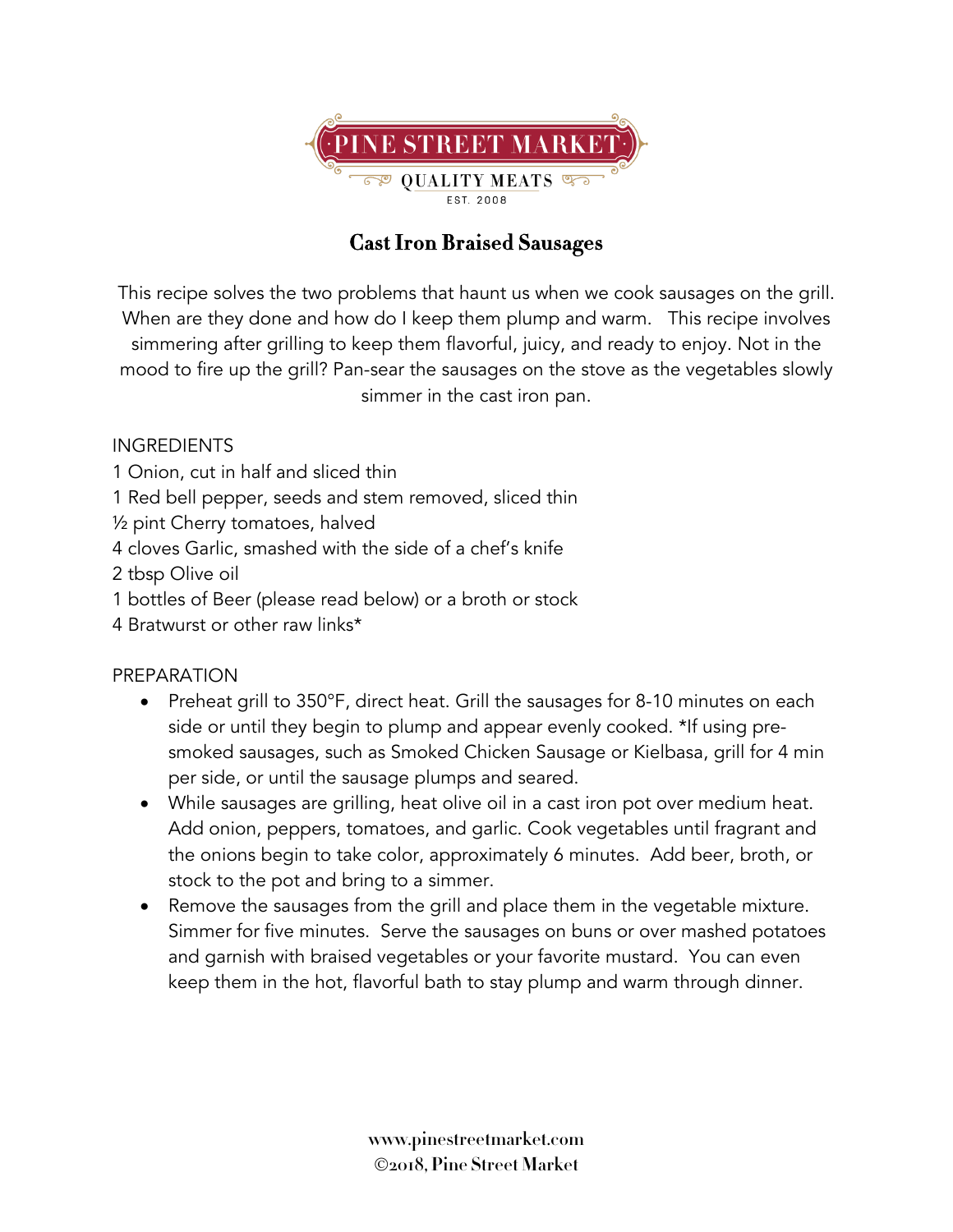PINE STREET MARKET

QUALITY MEATS

EST. 2008

# Cast Iron Braised Sausages

This recipe solves the two problems that haunt us when we cook sausages on the grill. When are they done and how do I keep them plump and warm. This recipe involves simmering after grilling to keep them flavorful, juicy, and ready to enjoy. Not in the mood to fire up the grill? Pan-sear the sausages on the stove as the vegetables slowly simmer in the cast iron pan.

INGREDIENTS

1 Onion, cut in half and sliced thin
1 Red bell pepper, seeds and stem removed, sliced thin
½ pint Cherry tomatoes, halved
4 cloves Garlic, smashed with the side of a chef's knife
2 tbsp Olive oil
1 bottles of Beer (please read below) or a broth or stock
4 Bratwurst or other raw links*

PREPARATION

- Preheat grill to 350°F, direct heat. Grill the sausages for 8-10 minutes on each side or until they begin to plump and appear evenly cooked. *If using pre-smoked sausages, such as Smoked Chicken Sausage or Kielbasa, grill for 4 min per side, or until the sausage plumps and seared.
- While sausages are grilling, heat olive oil in a cast iron pot over medium heat. Add onion, peppers, tomatoes, and garlic. Cook vegetables until fragrant and the onions begin to take color, approximately 6 minutes. Add beer, broth, or stock to the pot and bring to a simmer.
- Remove the sausages from the grill and place them in the vegetable mixture. Simmer for five minutes. Serve the sausages on buns or over mashed potatoes and garnish with braised vegetables or your favorite mustard. You can even keep them in the hot, flavorful bath to stay plump and warm through dinner.

www.pinestreetmarket.com
©2018, Pine Street Market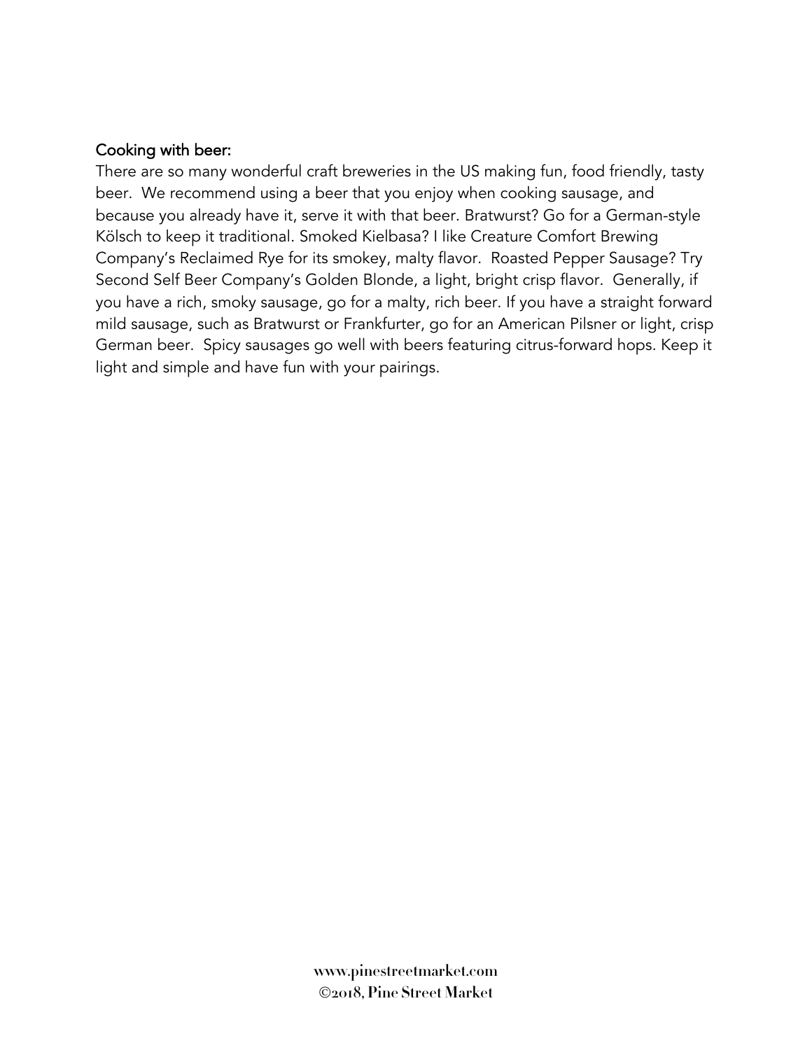## Cooking with beer:

There are so many wonderful craft breweries in the US making fun, food friendly, tasty beer. We recommend using a beer that you enjoy when cooking sausage, and because you already have it, serve it with that beer. Bratwurst? Go for a German-style Kölsch to keep it traditional. Smoked Kielbasa? I like Creature Comfort Brewing Company's Reclaimed Rye for its smokey, malty flavor. Roasted Pepper Sausage? Try Second Self Beer Company's Golden Blonde, a light, bright crisp flavor. Generally, if you have a rich, smoky sausage, go for a malty, rich beer. If you have a straight forward mild sausage, such as Bratwurst or Frankfurter, go for an American Pilsner or light, crisp German beer. Spicy sausages go well with beers featuring citrus-forward hops. Keep it light and simple and have fun with your pairings.

www.pinestreetmarket.com
©2018, Pine Street Market